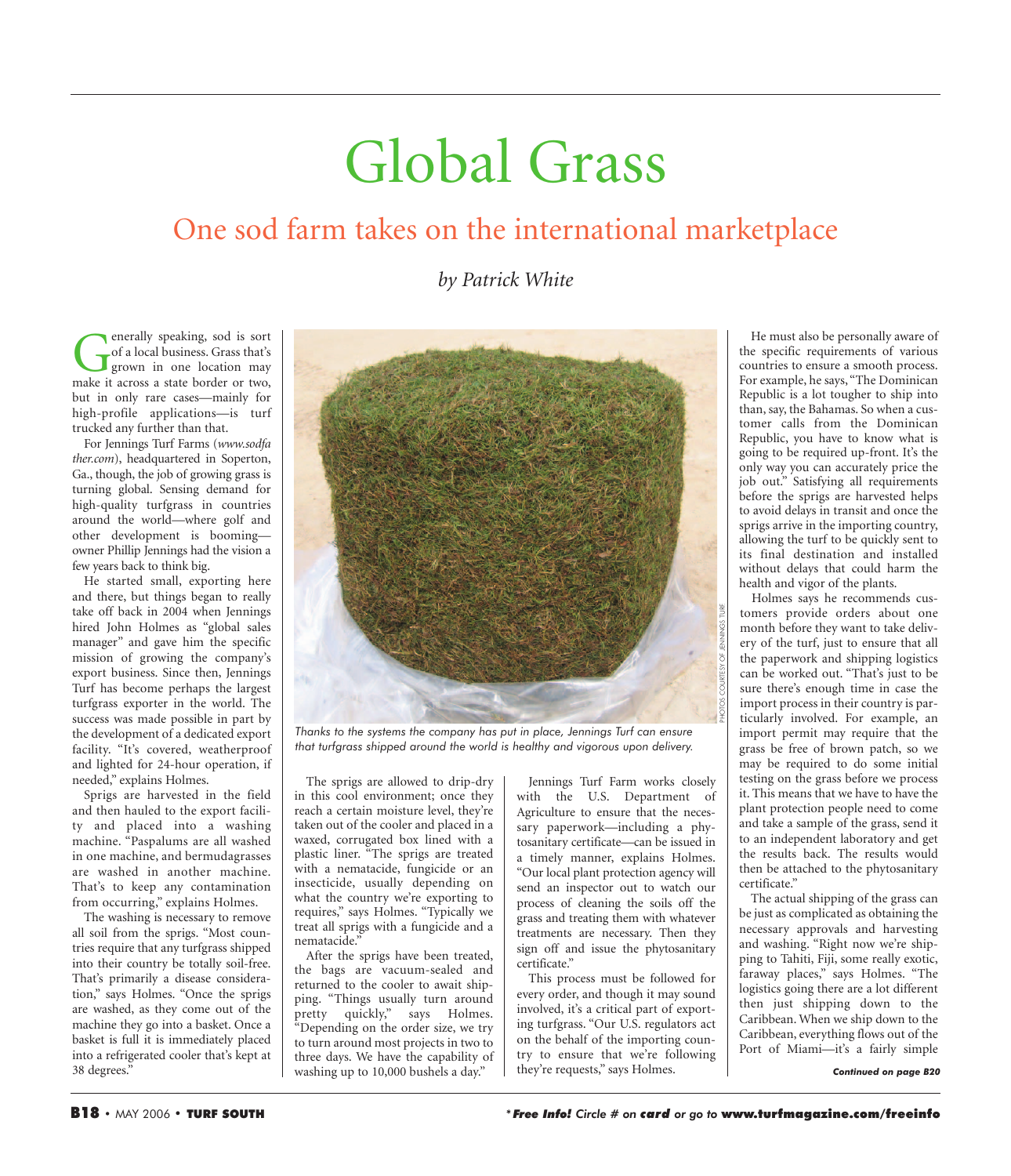# Global Grass

## One sod farm takes on the international marketplace

*by Patrick White*

Generally speaking, sod is sort of a local business. Grass that's grown in one location may make it across a state border or two, but in only rare cases—mainly for high-profile applications—is turf trucked any further than that.

For Jennings Turf Farms (*www.sodfather.com*), headquartered in Soperton, Ga., though, the job of growing grass is turning global. Sensing demand for high-quality turfgrass in countries around the world—where golf and other development is booming—owner Phillip Jennings had the vision a few years back to think big.

He started small, exporting here and there, but things began to really take off back in 2004 when Jennings hired John Holmes as "global sales manager" and gave him the specific mission of growing the company's export business. Since then, Jennings Turf has become perhaps the largest turfgrass exporter in the world. The success was made possible in part by the development of a dedicated export facility. "It's covered, weatherproof and lighted for 24-hour operation, if needed," explains Holmes.

Sprigs are harvested in the field and then hauled to the export facility and placed into a washing machine. "Paspalums are all washed in one machine, and bermudagrasses are washed in another machine. That's to keep any contamination from occurring," explains Holmes.

The washing is necessary to remove all soil from the sprigs. "Most countries require that any turfgrass shipped into their country be totally soil-free. That's primarily a disease consideration," says Holmes. "Once the sprigs are washed, as they come out of the machine they go into a basket. Once a basket is full it is immediately placed into a refrigerated cooler that's kept at 38 degrees."

*Thanks to the systems the company has put in place, Jennings Turf can ensure that turfgrass shipped around the world is healthy and vigorous upon delivery.*

PHOTOS COURTESY OF JENNINGS TURF

The sprigs are allowed to drip-dry in this cool environment; once they reach a certain moisture level, they're taken out of the cooler and placed in a waxed, corrugated box lined with a plastic liner. "The sprigs are treated with a nematacide, fungicide or an insecticide, usually depending on what the country we're exporting to requires," says Holmes. "Typically we treat all sprigs with a fungicide and a nematacide."

After the sprigs have been treated, the bags are vacuum-sealed and returned to the cooler to await shipping. "Things usually turn around pretty quickly," says Holmes. "Depending on the order size, we try to turn around most projects in two to three days. We have the capability of washing up to 10,000 bushels a day."

Jennings Turf Farm works closely with the U.S. Department of Agriculture to ensure that the necessary paperwork—including a phytosanitary certificate—can be issued in a timely manner, explains Holmes. "Our local plant protection agency will send an inspector out to watch our process of cleaning the soils off the grass and treating them with whatever treatments are necessary. Then they sign off and issue the phytosanitary certificate."

This process must be followed for every order, and though it may sound involved, it's a critical part of exporting turfgrass. "Our U.S. regulators act on the behalf of the importing country to ensure that we're following they're requests," says Holmes.

He must also be personally aware of the specific requirements of various countries to ensure a smooth process. For example, he says, "The Dominican Republic is a lot tougher to ship into than, say, the Bahamas. So when a customer calls from the Dominican Republic, you have to know what is going to be required up-front. It's the only way you can accurately price the job out." Satisfying all requirements before the sprigs are harvested helps to avoid delays in transit and once the sprigs arrive in the importing country, allowing the turf to be quickly sent to its final destination and installed without delays that could harm the health and vigor of the plants.

Holmes says he recommends customers provide orders about one month before they want to take delivery of the turf, just to ensure that all the paperwork and shipping logistics can be worked out. "That's just to be sure there's enough time in case the import process in their country is particularly involved. For example, an import permit may require that the grass be free of brown patch, so we may be required to do some initial testing on the grass before we process it. This means that we have to have the plant protection people need to come and take a sample of the grass, send it to an independent laboratory and get the results back. The results would then be attached to the phytosanitary certificate."

The actual shipping of the grass can be just as complicated as obtaining the necessary approvals and harvesting and washing. "Right now we're shipping to Tahiti, Fiji, some really exotic, faraway places," says Holmes. "The logistics going there are a lot different then just shipping down to the Caribbean. When we ship down to the Caribbean, everything flows out of the Port of Miami—it's a fairly simple

***Continued on page B20***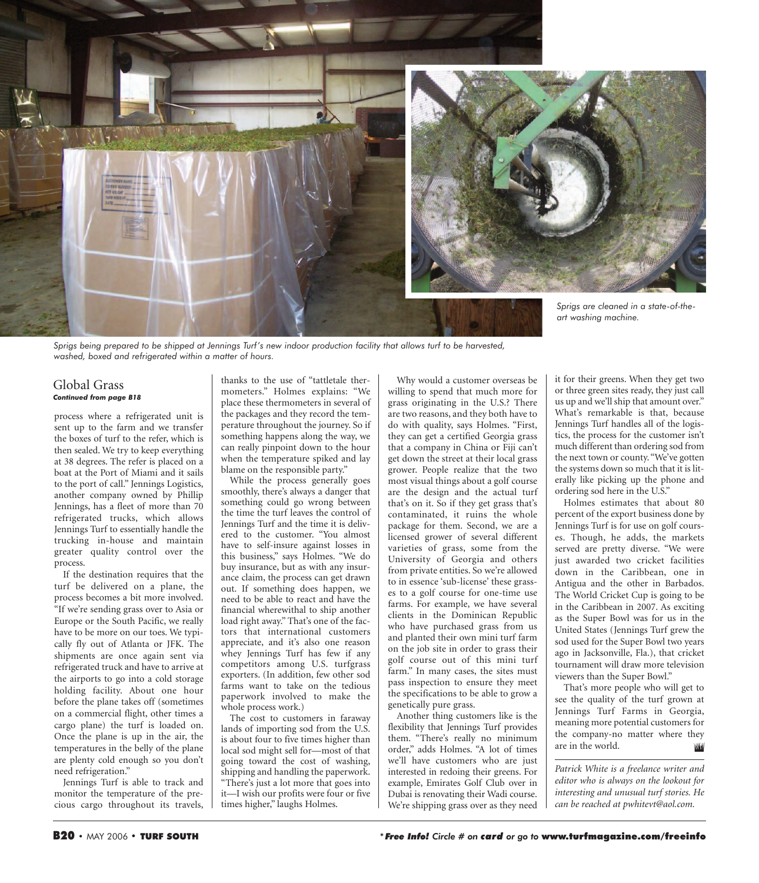Sprigs are cleaned in a state-of-the-art washing machine.

Sprigs being prepared to be shipped at Jennings Turf's new indoor production facility that allows turf to be harvested, washed, boxed and refrigerated within a matter of hours.

## Global Grass

***Continued from page B18***

process where a refrigerated unit is sent up to the farm and we transfer the boxes of turf to the refer, which is then sealed. We try to keep everything at 38 degrees. The refer is placed on a boat at the Port of Miami and it sails to the port of call." Jennings Logistics, another company owned by Phillip Jennings, has a fleet of more than 70 refrigerated trucks, which allows Jennings Turf to essentially handle the trucking in-house and maintain greater quality control over the process.

If the destination requires that the turf be delivered on a plane, the process becomes a bit more involved. "If we're sending grass over to Asia or Europe or the South Pacific, we really have to be more on our toes. We typically fly out of Atlanta or JFK. The shipments are once again sent via refrigerated truck and have to arrive at the airports to go into a cold storage holding facility. About one hour before the plane takes off (sometimes on a commercial flight, other times a cargo plane) the turf is loaded on. Once the plane is up in the air, the temperatures in the belly of the plane are plenty cold enough so you don't need refrigeration."

Jennings Turf is able to track and monitor the temperature of the precious cargo throughout its travels, thanks to the use of "tattletale thermometers." Holmes explains: "We place these thermometers in several of the packages and they record the temperature throughout the journey. So if something happens along the way, we can really pinpoint down to the hour when the temperature spiked and lay blame on the responsible party."

While the process generally goes smoothly, there's always a danger that something could go wrong between the time the turf leaves the control of Jennings Turf and the time it is delivered to the customer. "You almost have to self-insure against losses in this business," says Holmes. "We do buy insurance, but as with any insurance claim, the process can get drawn out. If something does happen, we need to be able to react and have the financial wherewithal to ship another load right away." That's one of the factors that international customers appreciate, and it's also one reason whey Jennings Turf has few if any competitors among U.S. turfgrass exporters. (In addition, few other sod farms want to take on the tedious paperwork involved to make the whole process work.)

The cost to customers in faraway lands of importing sod from the U.S. is about four to five times higher than local sod might sell for—most of that going toward the cost of washing, shipping and handling the paperwork. "There's just a lot more that goes into it—I wish our profits were four or five times higher," laughs Holmes.

Why would a customer overseas be willing to spend that much more for grass originating in the U.S.? There are two reasons, and they both have to do with quality, says Holmes. "First, they can get a certified Georgia grass that a company in China or Fiji can't get down the street at their local grass grower. People realize that the two most visual things about a golf course are the design and the actual turf that's on it. So if they get grass that's contaminated, it ruins the whole package for them. Second, we are a licensed grower of several different varieties of grass, some from the University of Georgia and others from private entities. So we're allowed to in essence 'sub-license' these grasses to a golf course for one-time use farms. For example, we have several clients in the Dominican Republic who have purchased grass from us and planted their own mini turf farm on the job site in order to grass their golf course out of this mini turf farm." In many cases, the sites must pass inspection to ensure they meet the specifications to be able to grow a genetically pure grass.

Another thing customers like is the flexibility that Jennings Turf provides them. "There's really no minimum order," adds Holmes. "A lot of times we'll have customers who are just interested in redoing their greens. For example, Emirates Golf Club over in Dubai is renovating their Wadi course. We're shipping grass over as they need it for their greens. When they get two or three green sites ready, they just call us up and we'll ship that amount over." What's remarkable is that, because Jennings Turf handles all of the logistics, the process for the customer isn't much different than ordering sod from the next town or county. "We've gotten the systems down so much that it is literally like picking up the phone and ordering sod here in the U.S."

Holmes estimates that about 80 percent of the export business done by Jennings Turf is for use on golf courses. Though, he adds, the markets served are pretty diverse. "We were just awarded two cricket facilities down in the Caribbean, one in Antigua and the other in Barbados. The World Cricket Cup is going to be in the Caribbean in 2007. As exciting as the Super Bowl was for us in the United States (Jennings Turf grew the sod used for the Super Bowl two years ago in Jacksonville, Fla.), that cricket tournament will draw more television viewers than the Super Bowl."

That's more people who will get to see the quality of the turf grown at Jennings Turf Farms in Georgia, meaning more potential customers for the company-no matter where they are in the world.

*Patrick White is a freelance writer and editor who is always on the lookout for interesting and unusual turf stories. He can be reached at pwhitevt@aol.com.*